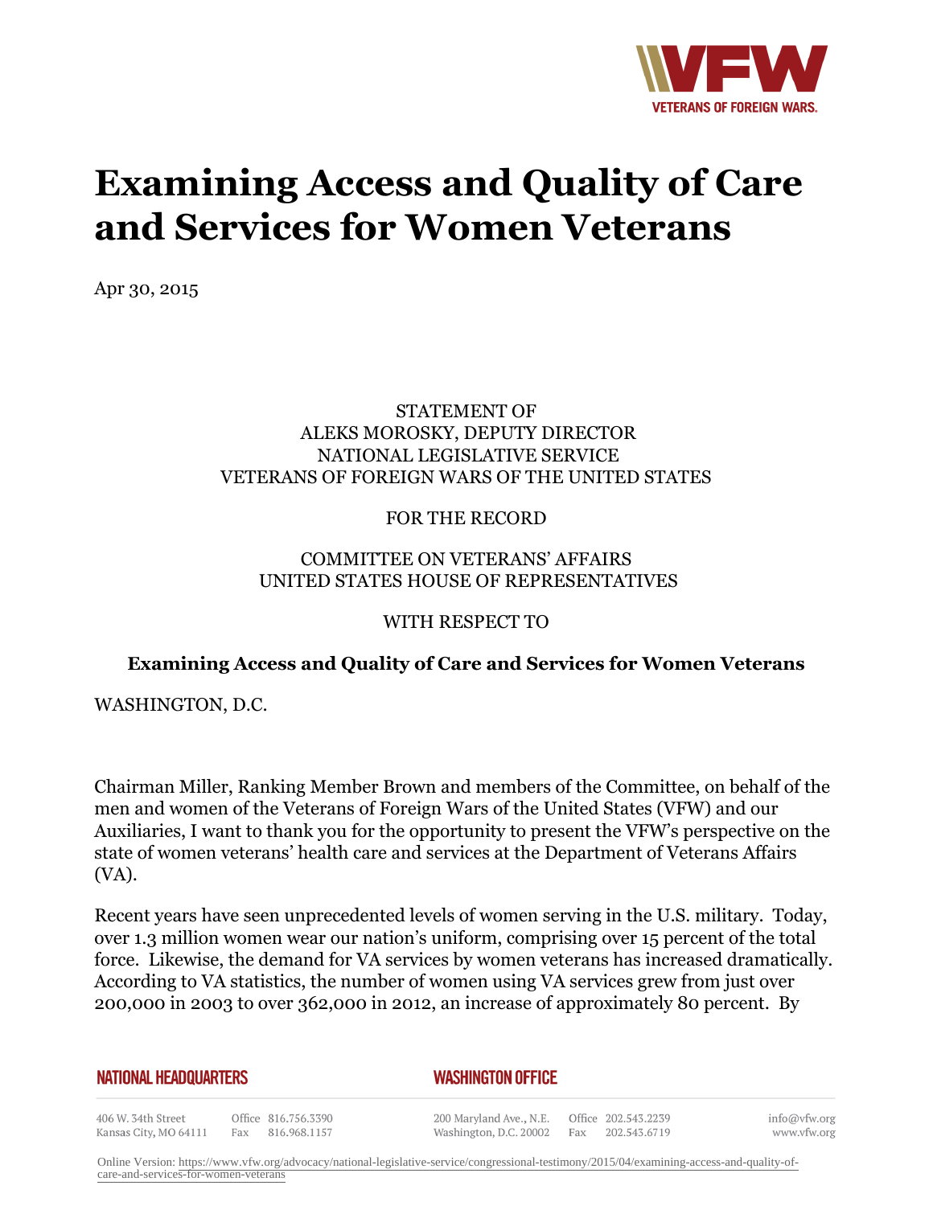# Examining Access and Quality of Care and Services for Women Veterans

Apr 30, 2015

STATEMENT OF
ALEKS MOROSKY, DEPUTY DIRECTOR
NATIONAL LEGISLATIVE SERVICE
VETERANS OF FOREIGN WARS OF THE UNITED STATES

FOR THE RECORD

COMMITTEE ON VETERANS' AFFAIRS
UNITED STATES HOUSE OF REPRESENTATIVES

WITH RESPECT TO

**Examining Access and Quality of Care and Services for Women Veterans**

WASHINGTON, D.C.

Chairman Miller, Ranking Member Brown and members of the Committee, on behalf of the men and women of the Veterans of Foreign Wars of the United States (VFW) and our Auxiliaries, I want to thank you for the opportunity to present the VFW's perspective on the state of women veterans' health care and services at the Department of Veterans Affairs (VA).

Recent years have seen unprecedented levels of women serving in the U.S. military. Today, over 1.3 million women wear our nation's uniform, comprising over 15 percent of the total force. Likewise, the demand for VA services by women veterans has increased dramatically. According to VA statistics, the number of women using VA services grew from just over 200,000 in 2003 to over 362,000 in 2012, an increase of approximately 80 percent. By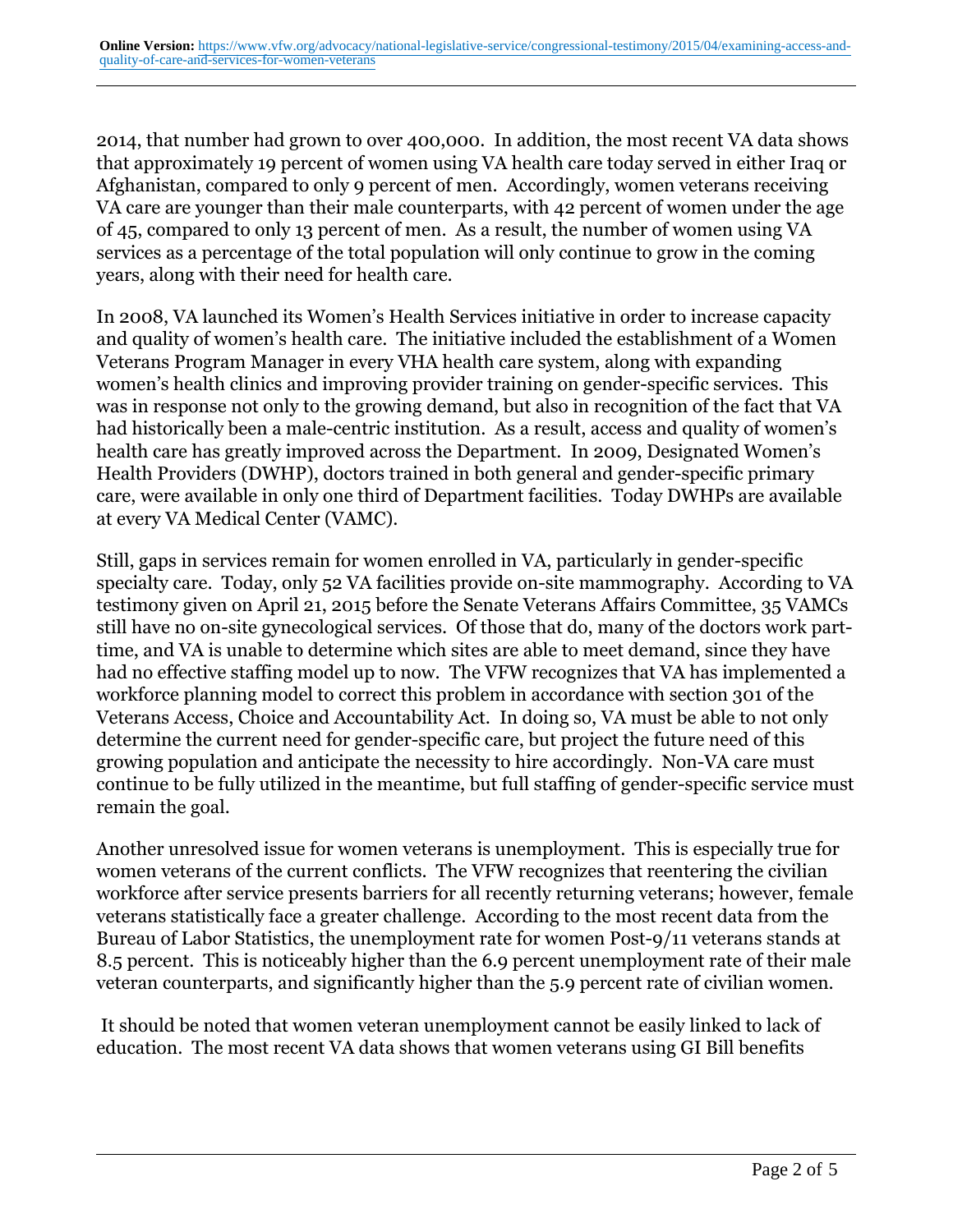2014, that number had grown to over 400,000. In addition, the most recent VA data shows that approximately 19 percent of women using VA health care today served in either Iraq or Afghanistan, compared to only 9 percent of men. Accordingly, women veterans receiving VA care are younger than their male counterparts, with 42 percent of women under the age of 45, compared to only 13 percent of men. As a result, the number of women using VA services as a percentage of the total population will only continue to grow in the coming years, along with their need for health care.

In 2008, VA launched its Women's Health Services initiative in order to increase capacity and quality of women's health care. The initiative included the establishment of a Women Veterans Program Manager in every VHA health care system, along with expanding women's health clinics and improving provider training on gender-specific services. This was in response not only to the growing demand, but also in recognition of the fact that VA had historically been a male-centric institution. As a result, access and quality of women's health care has greatly improved across the Department. In 2009, Designated Women's Health Providers (DWHP), doctors trained in both general and gender-specific primary care, were available in only one third of Department facilities. Today DWHPs are available at every VA Medical Center (VAMC).

Still, gaps in services remain for women enrolled in VA, particularly in gender-specific specialty care. Today, only 52 VA facilities provide on-site mammography. According to VA testimony given on April 21, 2015 before the Senate Veterans Affairs Committee, 35 VAMCs still have no on-site gynecological services. Of those that do, many of the doctors work part-time, and VA is unable to determine which sites are able to meet demand, since they have had no effective staffing model up to now. The VFW recognizes that VA has implemented a workforce planning model to correct this problem in accordance with section 301 of the Veterans Access, Choice and Accountability Act. In doing so, VA must be able to not only determine the current need for gender-specific care, but project the future need of this growing population and anticipate the necessity to hire accordingly. Non-VA care must continue to be fully utilized in the meantime, but full staffing of gender-specific service must remain the goal.

Another unresolved issue for women veterans is unemployment. This is especially true for women veterans of the current conflicts. The VFW recognizes that reentering the civilian workforce after service presents barriers for all recently returning veterans; however, female veterans statistically face a greater challenge. According to the most recent data from the Bureau of Labor Statistics, the unemployment rate for women Post-9/11 veterans stands at 8.5 percent. This is noticeably higher than the 6.9 percent unemployment rate of their male veteran counterparts, and significantly higher than the 5.9 percent rate of civilian women.

It should be noted that women veteran unemployment cannot be easily linked to lack of education. The most recent VA data shows that women veterans using GI Bill benefits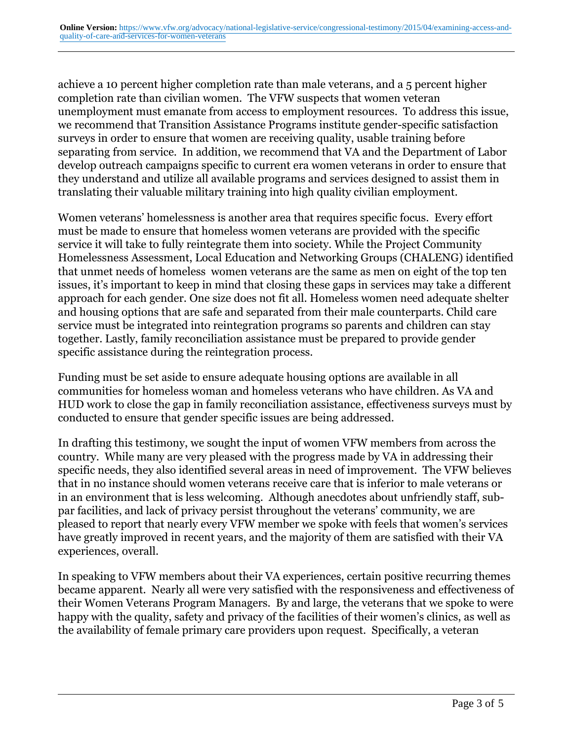achieve a 10 percent higher completion rate than male veterans, and a 5 percent higher completion rate than civilian women. The VFW suspects that women veteran unemployment must emanate from access to employment resources. To address this issue, we recommend that Transition Assistance Programs institute gender-specific satisfaction surveys in order to ensure that women are receiving quality, usable training before separating from service. In addition, we recommend that VA and the Department of Labor develop outreach campaigns specific to current era women veterans in order to ensure that they understand and utilize all available programs and services designed to assist them in translating their valuable military training into high quality civilian employment.

Women veterans' homelessness is another area that requires specific focus. Every effort must be made to ensure that homeless women veterans are provided with the specific service it will take to fully reintegrate them into society. While the Project Community Homelessness Assessment, Local Education and Networking Groups (CHALENG) identified that unmet needs of homeless women veterans are the same as men on eight of the top ten issues, it's important to keep in mind that closing these gaps in services may take a different approach for each gender. One size does not fit all. Homeless women need adequate shelter and housing options that are safe and separated from their male counterparts. Child care service must be integrated into reintegration programs so parents and children can stay together. Lastly, family reconciliation assistance must be prepared to provide gender specific assistance during the reintegration process.

Funding must be set aside to ensure adequate housing options are available in all communities for homeless woman and homeless veterans who have children. As VA and HUD work to close the gap in family reconciliation assistance, effectiveness surveys must by conducted to ensure that gender specific issues are being addressed.

In drafting this testimony, we sought the input of women VFW members from across the country. While many are very pleased with the progress made by VA in addressing their specific needs, they also identified several areas in need of improvement. The VFW believes that in no instance should women veterans receive care that is inferior to male veterans or in an environment that is less welcoming. Although anecdotes about unfriendly staff, sub-par facilities, and lack of privacy persist throughout the veterans' community, we are pleased to report that nearly every VFW member we spoke with feels that women's services have greatly improved in recent years, and the majority of them are satisfied with their VA experiences, overall.

In speaking to VFW members about their VA experiences, certain positive recurring themes became apparent. Nearly all were very satisfied with the responsiveness and effectiveness of their Women Veterans Program Managers. By and large, the veterans that we spoke to were happy with the quality, safety and privacy of the facilities of their women's clinics, as well as the availability of female primary care providers upon request. Specifically, a veteran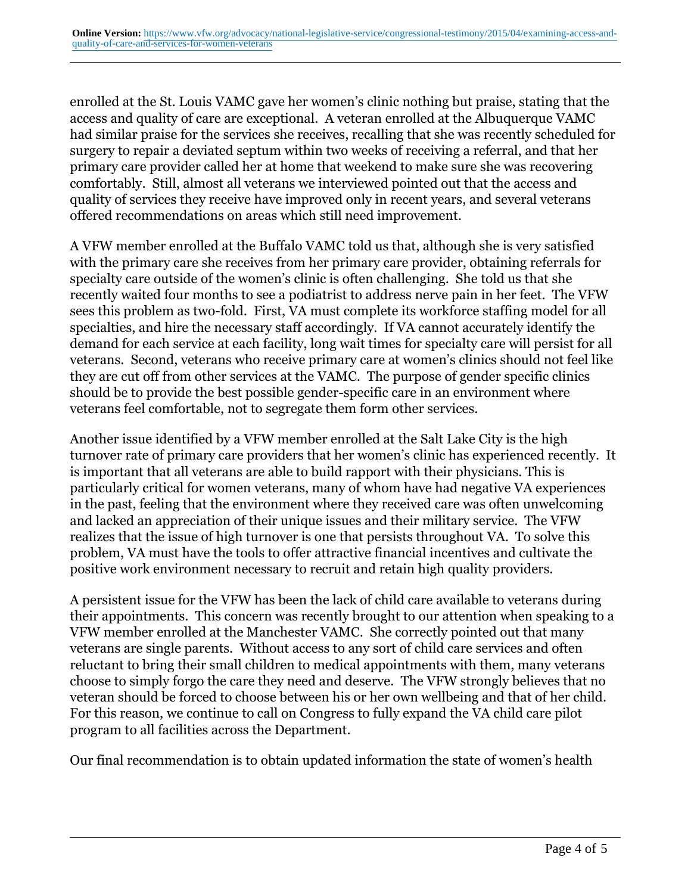enrolled at the St. Louis VAMC gave her women's clinic nothing but praise, stating that the access and quality of care are exceptional. A veteran enrolled at the Albuquerque VAMC had similar praise for the services she receives, recalling that she was recently scheduled for surgery to repair a deviated septum within two weeks of receiving a referral, and that her primary care provider called her at home that weekend to make sure she was recovering comfortably. Still, almost all veterans we interviewed pointed out that the access and quality of services they receive have improved only in recent years, and several veterans offered recommendations on areas which still need improvement.

A VFW member enrolled at the Buffalo VAMC told us that, although she is very satisfied with the primary care she receives from her primary care provider, obtaining referrals for specialty care outside of the women's clinic is often challenging. She told us that she recently waited four months to see a podiatrist to address nerve pain in her feet. The VFW sees this problem as two-fold. First, VA must complete its workforce staffing model for all specialties, and hire the necessary staff accordingly. If VA cannot accurately identify the demand for each service at each facility, long wait times for specialty care will persist for all veterans. Second, veterans who receive primary care at women's clinics should not feel like they are cut off from other services at the VAMC. The purpose of gender specific clinics should be to provide the best possible gender-specific care in an environment where veterans feel comfortable, not to segregate them form other services.

Another issue identified by a VFW member enrolled at the Salt Lake City is the high turnover rate of primary care providers that her women's clinic has experienced recently. It is important that all veterans are able to build rapport with their physicians. This is particularly critical for women veterans, many of whom have had negative VA experiences in the past, feeling that the environment where they received care was often unwelcoming and lacked an appreciation of their unique issues and their military service. The VFW realizes that the issue of high turnover is one that persists throughout VA. To solve this problem, VA must have the tools to offer attractive financial incentives and cultivate the positive work environment necessary to recruit and retain high quality providers.

A persistent issue for the VFW has been the lack of child care available to veterans during their appointments. This concern was recently brought to our attention when speaking to a VFW member enrolled at the Manchester VAMC. She correctly pointed out that many veterans are single parents. Without access to any sort of child care services and often reluctant to bring their small children to medical appointments with them, many veterans choose to simply forgo the care they need and deserve. The VFW strongly believes that no veteran should be forced to choose between his or her own wellbeing and that of her child. For this reason, we continue to call on Congress to fully expand the VA child care pilot program to all facilities across the Department.

Our final recommendation is to obtain updated information the state of women's health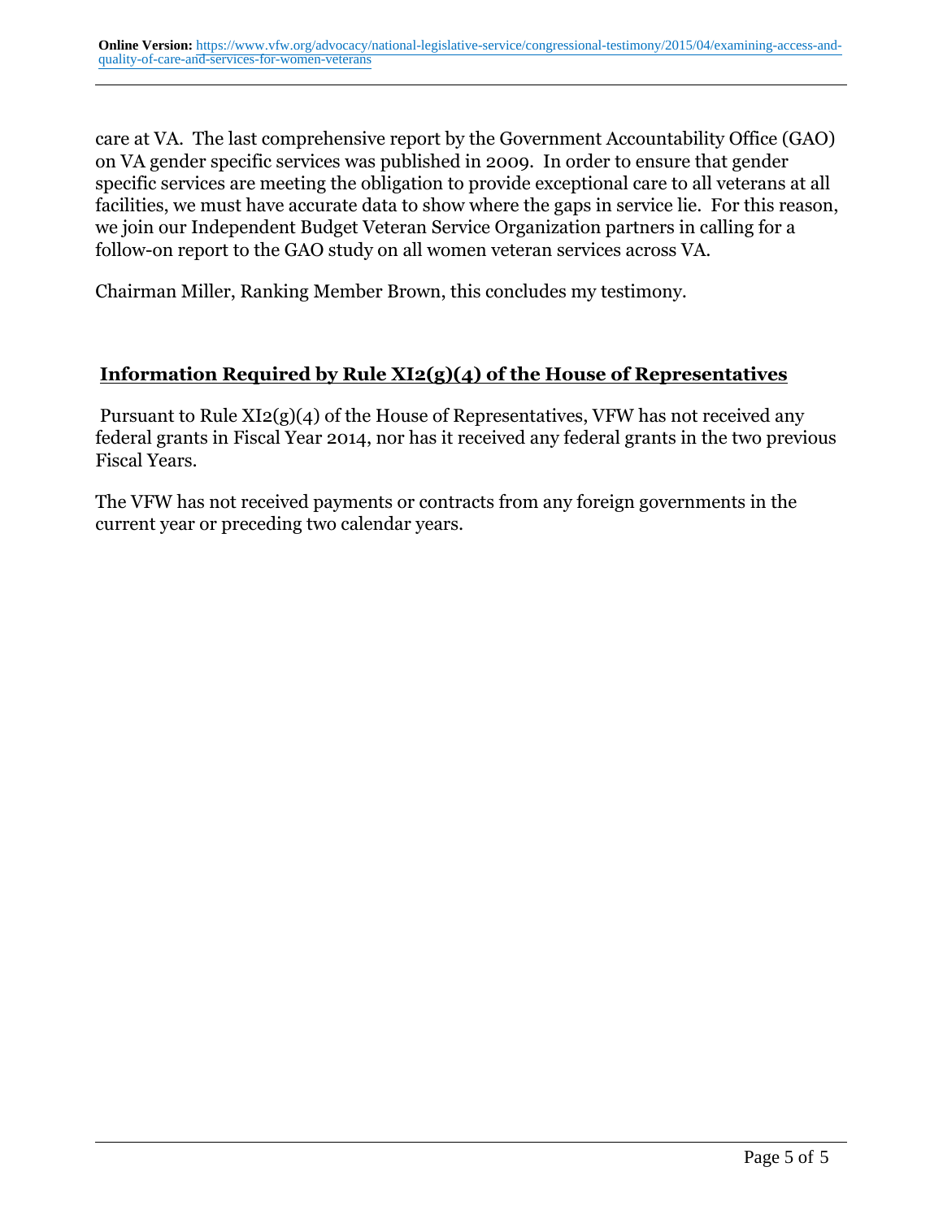care at VA. The last comprehensive report by the Government Accountability Office (GAO) on VA gender specific services was published in 2009. In order to ensure that gender specific services are meeting the obligation to provide exceptional care to all veterans at all facilities, we must have accurate data to show where the gaps in service lie. For this reason, we join our Independent Budget Veteran Service Organization partners in calling for a follow-on report to the GAO study on all women veteran services across VA.

Chairman Miller, Ranking Member Brown, this concludes my testimony.

## Information Required by Rule XI2(g)(4) of the House of Representatives

Pursuant to Rule XI2(g)(4) of the House of Representatives, VFW has not received any federal grants in Fiscal Year 2014, nor has it received any federal grants in the two previous Fiscal Years.

The VFW has not received payments or contracts from any foreign governments in the current year or preceding two calendar years.